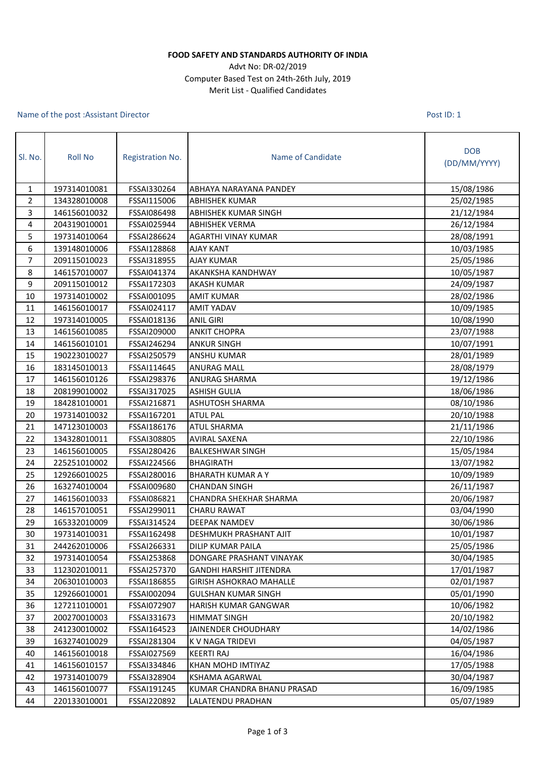**FOOD SAFETY AND STANDARDS AUTHORITY OF INDIA**

Advt No: DR-02/2019

Computer Based Test on 24th-26th July, 2019

Merit List - Qualified Candidates

Name of the post :Assistant Director

Post ID: 1

| Sl. No. | Roll No | Registration No. | Name of Candidate | DOB (DD/MM/YYYY) |
|---|---|---|---|---|
| 1 | 197314010081 | FSSAI330264 | ABHAYA NARAYANA PANDEY | 15/08/1986 |
| 2 | 134328010008 | FSSAI115006 | ABHISHEK KUMAR | 25/02/1985 |
| 3 | 146156010032 | FSSAI086498 | ABHISHEK KUMAR SINGH | 21/12/1984 |
| 4 | 204319010001 | FSSAI025944 | ABHISHEK VERMA | 26/12/1984 |
| 5 | 197314010064 | FSSAI286624 | AGARTHI VINAY KUMAR | 28/08/1991 |
| 6 | 139148010006 | FSSAI128868 | AJAY KANT | 10/03/1985 |
| 7 | 209115010023 | FSSAI318955 | AJAY KUMAR | 25/05/1986 |
| 8 | 146157010007 | FSSAI041374 | AKANKSHA KANDHWAY | 10/05/1987 |
| 9 | 209115010012 | FSSAI172303 | AKASH KUMAR | 24/09/1987 |
| 10 | 197314010002 | FSSAI001095 | AMIT KUMAR | 28/02/1986 |
| 11 | 146156010017 | FSSAI024117 | AMIT YADAV | 10/09/1985 |
| 12 | 197314010005 | FSSAI018136 | ANIL GIRI | 10/08/1990 |
| 13 | 146156010085 | FSSAI209000 | ANKIT CHOPRA | 23/07/1988 |
| 14 | 146156010101 | FSSAI246294 | ANKUR SINGH | 10/07/1991 |
| 15 | 190223010027 | FSSAI250579 | ANSHU KUMAR | 28/01/1989 |
| 16 | 183145010013 | FSSAI114645 | ANURAG MALL | 28/08/1979 |
| 17 | 146156010126 | FSSAI298376 | ANURAG SHARMA | 19/12/1986 |
| 18 | 208199010002 | FSSAI317025 | ASHISH GULIA | 18/06/1986 |
| 19 | 184281010001 | FSSAI216871 | ASHUTOSH SHARMA | 08/10/1986 |
| 20 | 197314010032 | FSSAI167201 | ATUL PAL | 20/10/1988 |
| 21 | 147123010003 | FSSAI186176 | ATUL SHARMA | 21/11/1986 |
| 22 | 134328010011 | FSSAI308805 | AVIRAL SAXENA | 22/10/1986 |
| 23 | 146156010005 | FSSAI280426 | BALKESHWAR SINGH | 15/05/1984 |
| 24 | 225251010002 | FSSAI224566 | BHAGIRATH | 13/07/1982 |
| 25 | 129266010025 | FSSAI280016 | BHARATH KUMAR A Y | 10/09/1989 |
| 26 | 163274010004 | FSSAI009680 | CHANDAN SINGH | 26/11/1987 |
| 27 | 146156010033 | FSSAI086821 | CHANDRA SHEKHAR SHARMA | 20/06/1987 |
| 28 | 146157010051 | FSSAI299011 | CHARU RAWAT | 03/04/1990 |
| 29 | 165332010009 | FSSAI314524 | DEEPAK NAMDEV | 30/06/1986 |
| 30 | 197314010031 | FSSAI162498 | DESHMUKH PRASHANT AJIT | 10/01/1987 |
| 31 | 244262010006 | FSSAI266331 | DILIP KUMAR PAILA | 25/05/1986 |
| 32 | 197314010054 | FSSAI253868 | DONGARE PRASHANT VINAYAK | 30/04/1985 |
| 33 | 112302010011 | FSSAI257370 | GANDHI HARSHIT JITENDRA | 17/01/1987 |
| 34 | 206301010003 | FSSAI186855 | GIRISH ASHOKRAO MAHALLE | 02/01/1987 |
| 35 | 129266010001 | FSSAI002094 | GULSHAN KUMAR SINGH | 05/01/1990 |
| 36 | 127211010001 | FSSAI072907 | HARISH KUMAR GANGWAR | 10/06/1982 |
| 37 | 200270010003 | FSSAI331673 | HIMMAT SINGH | 20/10/1982 |
| 38 | 241230010002 | FSSAI164523 | JAINENDER CHOUDHARY | 14/02/1986 |
| 39 | 163274010029 | FSSAI281304 | K V NAGA TRIDEVI | 04/05/1987 |
| 40 | 146156010018 | FSSAI027569 | KEERTI RAJ | 16/04/1986 |
| 41 | 146156010157 | FSSAI334846 | KHAN MOHD IMTIYAZ | 17/05/1988 |
| 42 | 197314010079 | FSSAI328904 | KSHAMA AGARWAL | 30/04/1987 |
| 43 | 146156010077 | FSSAI191245 | KUMAR CHANDRA BHANU PRASAD | 16/09/1985 |
| 44 | 220133010001 | FSSAI220892 | LALATENDU PRADHAN | 05/07/1989 |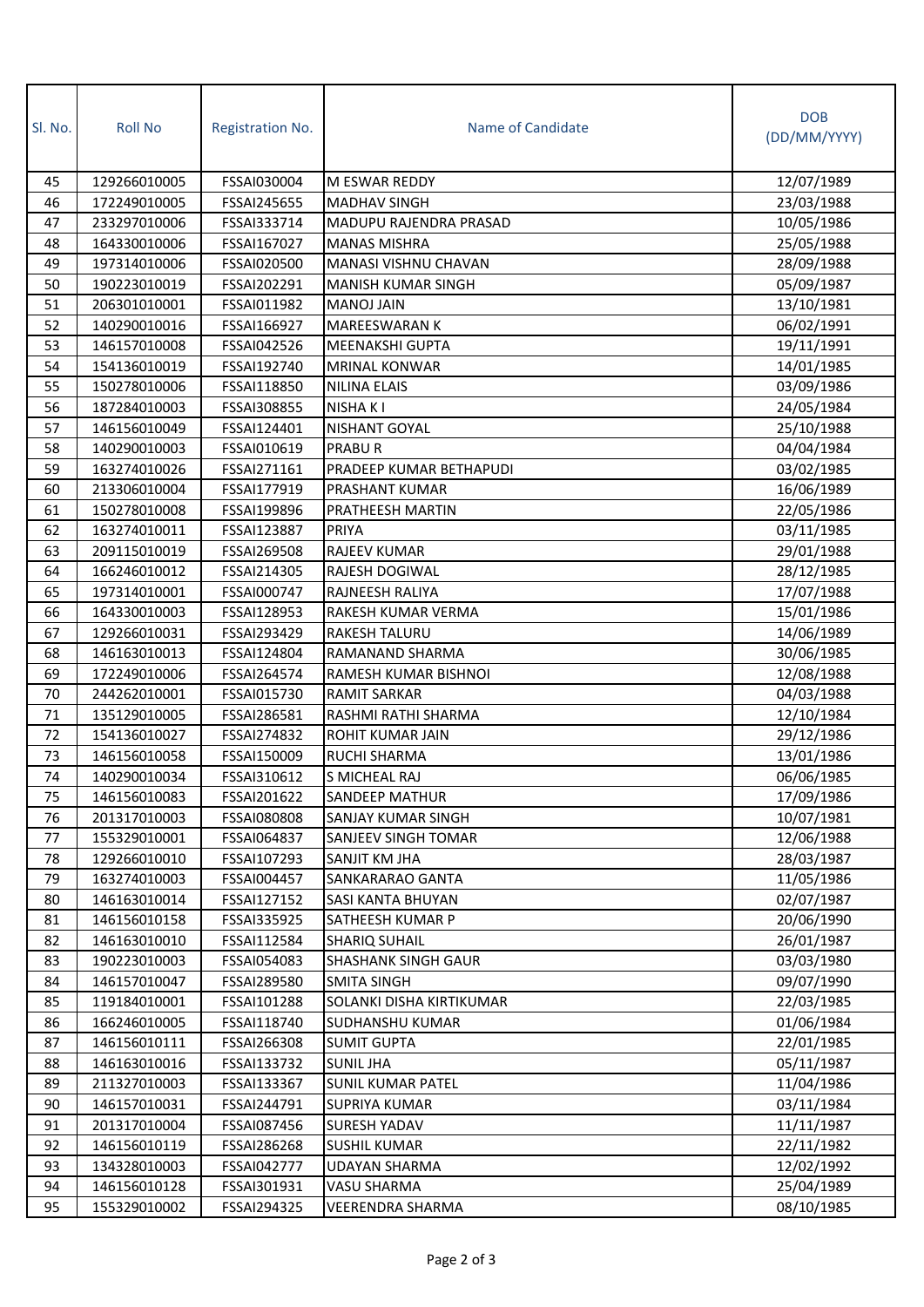| Sl. No. | Roll No | Registration No. | Name of Candidate | DOB (DD/MM/YYYY) |
|---|---|---|---|---|
| 45 | 129266010005 | FSSAI030004 | M ESWAR REDDY | 12/07/1989 |
| 46 | 172249010005 | FSSAI245655 | MADHAV SINGH | 23/03/1988 |
| 47 | 233297010006 | FSSAI333714 | MADUPU RAJENDRA PRASAD | 10/05/1986 |
| 48 | 164330010006 | FSSAI167027 | MANAS MISHRA | 25/05/1988 |
| 49 | 197314010006 | FSSAI020500 | MANASI VISHNU CHAVAN | 28/09/1988 |
| 50 | 190223010019 | FSSAI202291 | MANISH KUMAR SINGH | 05/09/1987 |
| 51 | 206301010001 | FSSAI011982 | MANOJ JAIN | 13/10/1981 |
| 52 | 140290010016 | FSSAI166927 | MAREESWARAN K | 06/02/1991 |
| 53 | 146157010008 | FSSAI042526 | MEENAKSHI GUPTA | 19/11/1991 |
| 54 | 154136010019 | FSSAI192740 | MRINAL KONWAR | 14/01/1985 |
| 55 | 150278010006 | FSSAI118850 | NILINA ELAIS | 03/09/1986 |
| 56 | 187284010003 | FSSAI308855 | NISHA K I | 24/05/1984 |
| 57 | 146156010049 | FSSAI124401 | NISHANT GOYAL | 25/10/1988 |
| 58 | 140290010003 | FSSAI010619 | PRABU R | 04/04/1984 |
| 59 | 163274010026 | FSSAI271161 | PRADEEP KUMAR BETHAPUDI | 03/02/1985 |
| 60 | 213306010004 | FSSAI177919 | PRASHANT KUMAR | 16/06/1989 |
| 61 | 150278010008 | FSSAI199896 | PRATHEESH MARTIN | 22/05/1986 |
| 62 | 163274010011 | FSSAI123887 | PRIYA | 03/11/1985 |
| 63 | 209115010019 | FSSAI269508 | RAJEEV KUMAR | 29/01/1988 |
| 64 | 166246010012 | FSSAI214305 | RAJESH DOGIWAL | 28/12/1985 |
| 65 | 197314010001 | FSSAI000747 | RAJNEESH RALIYA | 17/07/1988 |
| 66 | 164330010003 | FSSAI128953 | RAKESH KUMAR VERMA | 15/01/1986 |
| 67 | 129266010031 | FSSAI293429 | RAKESH TALURU | 14/06/1989 |
| 68 | 146163010013 | FSSAI124804 | RAMANAND SHARMA | 30/06/1985 |
| 69 | 172249010006 | FSSAI264574 | RAMESH KUMAR BISHNOI | 12/08/1988 |
| 70 | 244262010001 | FSSAI015730 | RAMIT SARKAR | 04/03/1988 |
| 71 | 135129010005 | FSSAI286581 | RASHMI RATHI SHARMA | 12/10/1984 |
| 72 | 154136010027 | FSSAI274832 | ROHIT KUMAR JAIN | 29/12/1986 |
| 73 | 146156010058 | FSSAI150009 | RUCHI SHARMA | 13/01/1986 |
| 74 | 140290010034 | FSSAI310612 | S MICHEAL RAJ | 06/06/1985 |
| 75 | 146156010083 | FSSAI201622 | SANDEEP MATHUR | 17/09/1986 |
| 76 | 201317010003 | FSSAI080808 | SANJAY KUMAR SINGH | 10/07/1981 |
| 77 | 155329010001 | FSSAI064837 | SANJEEV SINGH TOMAR | 12/06/1988 |
| 78 | 129266010010 | FSSAI107293 | SANJIT KM JHA | 28/03/1987 |
| 79 | 163274010003 | FSSAI004457 | SANKARARAO GANTA | 11/05/1986 |
| 80 | 146163010014 | FSSAI127152 | SASI KANTA BHUYAN | 02/07/1987 |
| 81 | 146156010158 | FSSAI335925 | SATHEESH KUMAR P | 20/06/1990 |
| 82 | 146163010010 | FSSAI112584 | SHARIQ SUHAIL | 26/01/1987 |
| 83 | 190223010003 | FSSAI054083 | SHASHANK SINGH GAUR | 03/03/1980 |
| 84 | 146157010047 | FSSAI289580 | SMITA SINGH | 09/07/1990 |
| 85 | 119184010001 | FSSAI101288 | SOLANKI DISHA KIRTIKUMAR | 22/03/1985 |
| 86 | 166246010005 | FSSAI118740 | SUDHANSHU KUMAR | 01/06/1984 |
| 87 | 146156010111 | FSSAI266308 | SUMIT GUPTA | 22/01/1985 |
| 88 | 146163010016 | FSSAI133732 | SUNIL JHA | 05/11/1987 |
| 89 | 211327010003 | FSSAI133367 | SUNIL KUMAR PATEL | 11/04/1986 |
| 90 | 146157010031 | FSSAI244791 | SUPRIYA KUMAR | 03/11/1984 |
| 91 | 201317010004 | FSSAI087456 | SURESH YADAV | 11/11/1987 |
| 92 | 146156010119 | FSSAI286268 | SUSHIL KUMAR | 22/11/1982 |
| 93 | 134328010003 | FSSAI042777 | UDAYAN SHARMA | 12/02/1992 |
| 94 | 146156010128 | FSSAI301931 | VASU SHARMA | 25/04/1989 |
| 95 | 155329010002 | FSSAI294325 | VEERENDRA SHARMA | 08/10/1985 |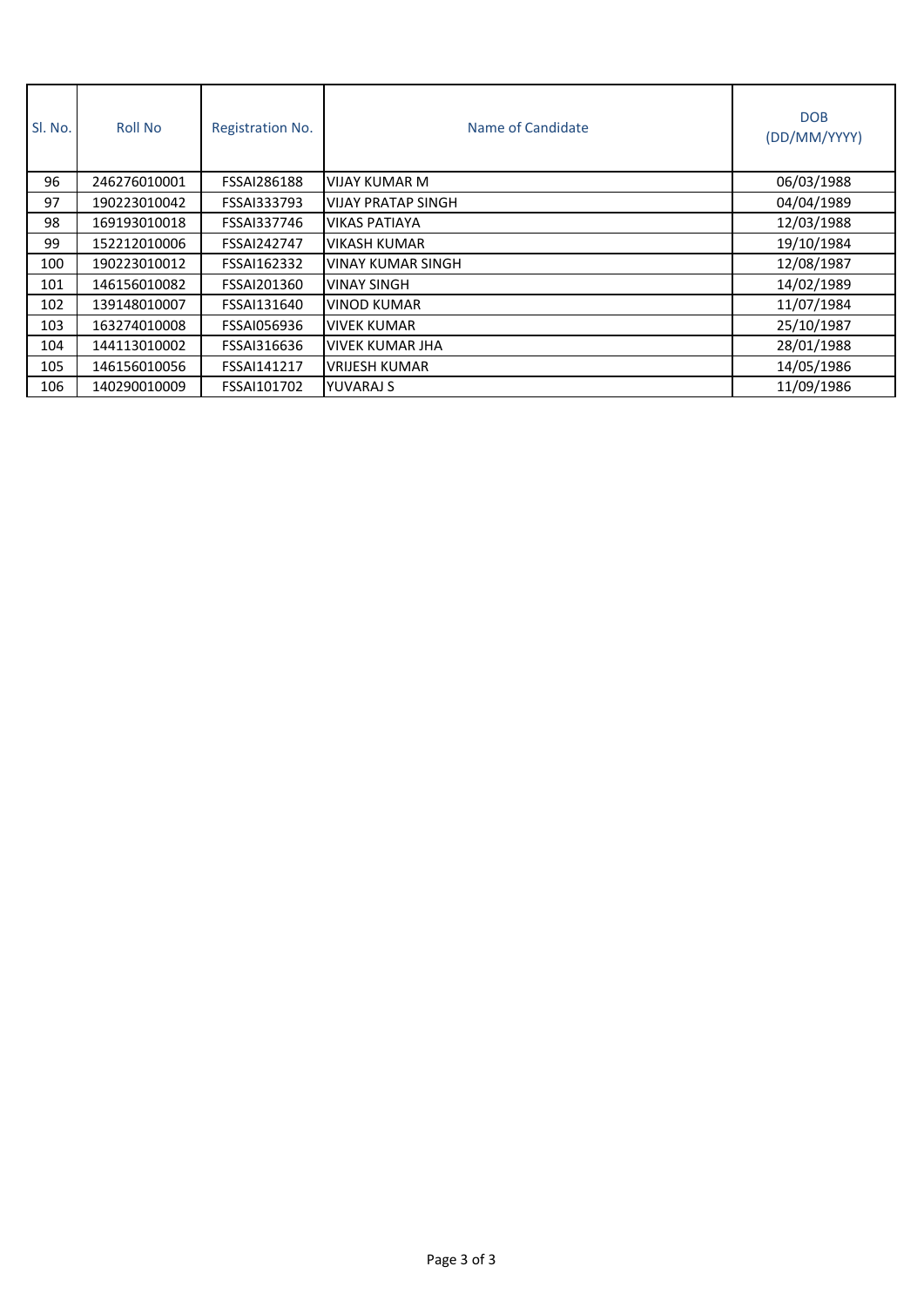| Sl. No. | Roll No | Registration No. | Name of Candidate | DOB (DD/MM/YYYY) |
|---|---|---|---|---|
| 96 | 246276010001 | FSSAI286188 | VIJAY KUMAR M | 06/03/1988 |
| 97 | 190223010042 | FSSAI333793 | VIJAY PRATAP SINGH | 04/04/1989 |
| 98 | 169193010018 | FSSAI337746 | VIKAS PATIAYA | 12/03/1988 |
| 99 | 152212010006 | FSSAI242747 | VIKASH KUMAR | 19/10/1984 |
| 100 | 190223010012 | FSSAI162332 | VINAY KUMAR SINGH | 12/08/1987 |
| 101 | 146156010082 | FSSAI201360 | VINAY SINGH | 14/02/1989 |
| 102 | 139148010007 | FSSAI131640 | VINOD KUMAR | 11/07/1984 |
| 103 | 163274010008 | FSSAI056936 | VIVEK KUMAR | 25/10/1987 |
| 104 | 144113010002 | FSSAI316636 | VIVEK KUMAR JHA | 28/01/1988 |
| 105 | 146156010056 | FSSAI141217 | VRIJESH KUMAR | 14/05/1986 |
| 106 | 140290010009 | FSSAI101702 | YUVARAJ S | 11/09/1986 |